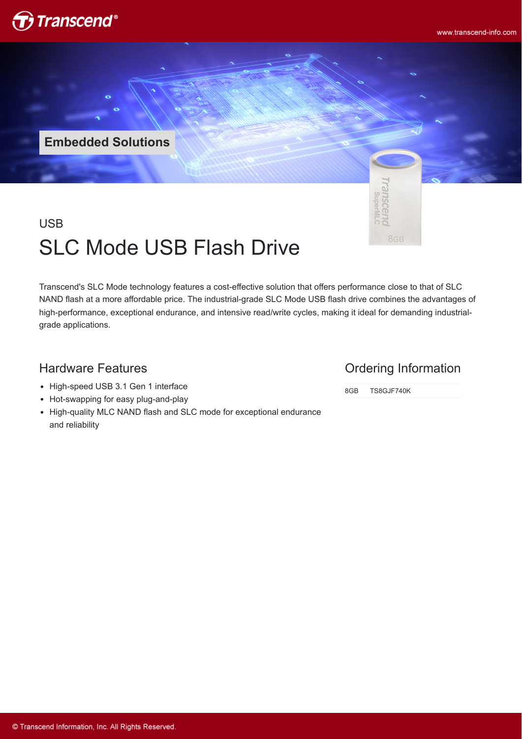Embedded Solutions

USB

# SLC Mode USB Flash Drive

Transcend's SLC Mode technology features a cost-effective solution that offers performance close to that of SLC NAND flash at a more affordable price. The industrial-grade SLC Mode USB flash drive combines the advantages of high-performance, exceptional endurance, and intensive read/write cycles, making it ideal for demanding industrial-grade applications.

## Hardware Features

- High-speed USB 3.1 Gen 1 interface
- Hot-swapping for easy plug-and-play
- High-quality MLC NAND flash and SLC mode for exceptional endurance and reliability

## Ordering Information

| | |
|---|---|
| 8GB | TS8GJF740K |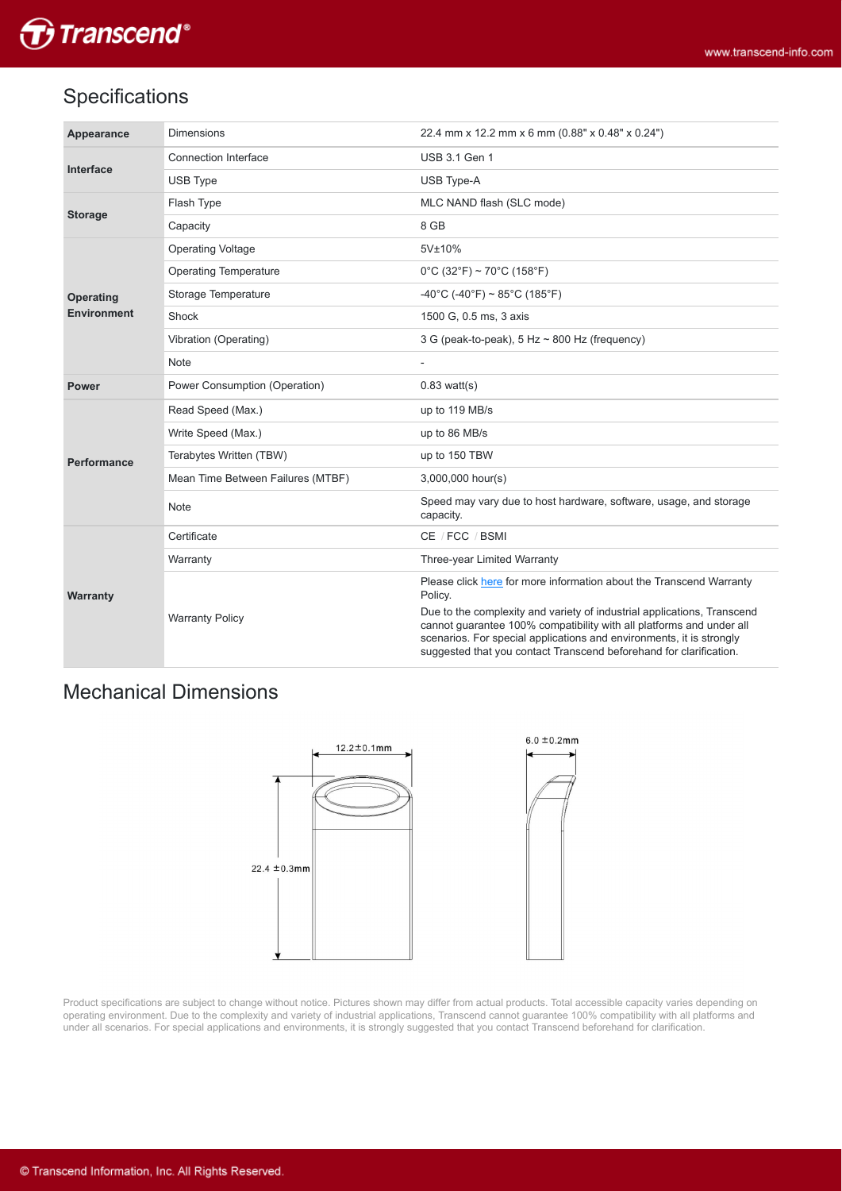## Specifications

| | | |
|---|---|---|
| **Appearance** | Dimensions | 22.4 mm x 12.2 mm x 6 mm (0.88" x 0.48" x 0.24") |
| **Interface** | Connection Interface | USB 3.1 Gen 1 |
| | USB Type | USB Type-A |
| **Storage** | Flash Type | MLC NAND flash (SLC mode) |
| | Capacity | 8 GB |
| **Operating Environment** | Operating Voltage | 5V±10% |
| | Operating Temperature | 0°C (32°F) ~ 70°C (158°F) |
| | Storage Temperature | -40°C (-40°F) ~ 85°C (185°F) |
| | Shock | 1500 G, 0.5 ms, 3 axis |
| | Vibration (Operating) | 3 G (peak-to-peak), 5 Hz ~ 800 Hz (frequency) |
| | Note | - |
| **Power** | Power Consumption (Operation) | 0.83 watt(s) |
| **Performance** | Read Speed (Max.) | up to 119 MB/s |
| | Write Speed (Max.) | up to 86 MB/s |
| | Terabytes Written (TBW) | up to 150 TBW |
| | Mean Time Between Failures (MTBF) | 3,000,000 hour(s) |
| | Note | Speed may vary due to host hardware, software, usage, and storage capacity. |
| **Warranty** | Certificate | CE / FCC / BSMI |
| | Warranty | Three-year Limited Warranty |
| | Warranty Policy | Please click here for more information about the Transcend Warranty Policy. Due to the complexity and variety of industrial applications, Transcend cannot guarantee 100% compatibility with all platforms and under all scenarios. For special applications and environments, it is strongly suggested that you contact Transcend beforehand for clarification. |

## Mechanical Dimensions

12.2±0.1mm

22.4 ±0.3mm

6.0 ±0.2mm

Product specifications are subject to change without notice. Pictures shown may differ from actual products. Total accessible capacity varies depending on operating environment. Due to the complexity and variety of industrial applications, Transcend cannot guarantee 100% compatibility with all platforms and under all scenarios. For special applications and environments, it is strongly suggested that you contact Transcend beforehand for clarification.